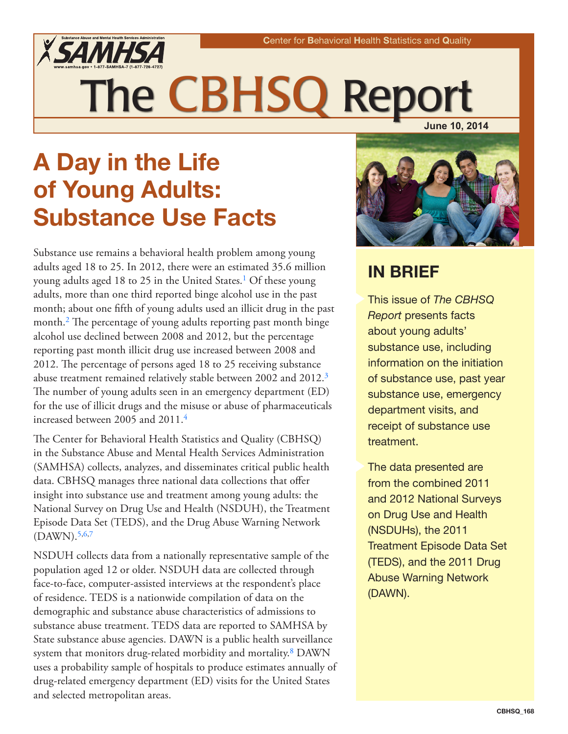The CBHSQ Report

June 10, 2014

# A Day in the Life of Young Adults: Substance Use Facts

Substance use remains a behavioral health problem among young adults aged 18 to 25. In 2012, there were an estimated 35.6 million young adults aged 18 to 25 in the United States.[1] Of these young adults, more than one third reported binge alcohol use in the past month; about one fifth of young adults used an illicit drug in the past month.[2] The percentage of young adults reporting past month binge alcohol use declined between 2008 and 2012, but the percentage reporting past month illicit drug use increased between 2008 and 2012. The percentage of persons aged 18 to 25 receiving substance abuse treatment remained relatively stable between 2002 and 2012.[3] The number of young adults seen in an emergency department (ED) for the use of illicit drugs and the misuse or abuse of pharmaceuticals increased between 2005 and 2011.[4]

The Center for Behavioral Health Statistics and Quality (CBHSQ) in the Substance Abuse and Mental Health Services Administration (SAMHSA) collects, analyzes, and disseminates critical public health data. CBHSQ manages three national data collections that offer insight into substance use and treatment among young adults: the National Survey on Drug Use and Health (NSDUH), the Treatment Episode Data Set (TEDS), and the Drug Abuse Warning Network (DAWN).[5,6,7]

NSDUH collects data from a nationally representative sample of the population aged 12 or older. NSDUH data are collected through face-to-face, computer-assisted interviews at the respondent's place of residence. TEDS is a nationwide compilation of data on the demographic and substance abuse characteristics of admissions to substance abuse treatment. TEDS data are reported to SAMHSA by State substance abuse agencies. DAWN is a public health surveillance system that monitors drug-related morbidity and mortality.[8] DAWN uses a probability sample of hospitals to produce estimates annually of drug-related emergency department (ED) visits for the United States and selected metropolitan areas.

## IN BRIEF

- This issue of *The CBHSQ Report* presents facts about young adults' substance use, including information on the initiation of substance use, past year substance use, emergency department visits, and receipt of substance use treatment.
- The data presented are from the combined 2011 and 2012 National Surveys on Drug Use and Health (NSDUHs), the 2011 Treatment Episode Data Set (TEDS), and the 2011 Drug Abuse Warning Network (DAWN).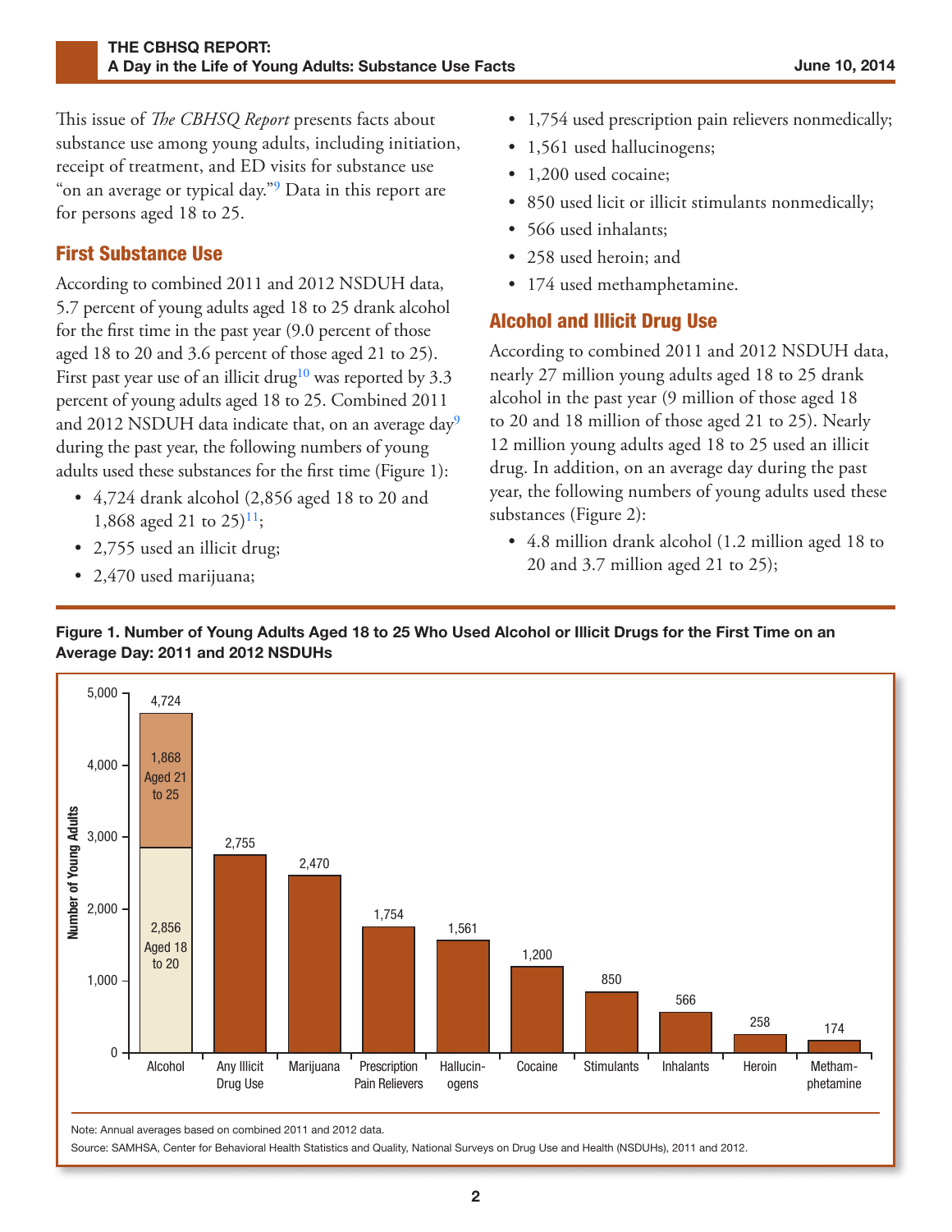This issue of *The CBHSQ Report* presents facts about substance use among young adults, including initiation, receipt of treatment, and ED visits for substance use "on an average or typical day."[9] Data in this report are for persons aged 18 to 25.

## First Substance Use

According to combined 2011 and 2012 NSDUH data, 5.7 percent of young adults aged 18 to 25 drank alcohol for the first time in the past year (9.0 percent of those aged 18 to 20 and 3.6 percent of those aged 21 to 25). First past year use of an illicit drug[10] was reported by 3.3 percent of young adults aged 18 to 25. Combined 2011 and 2012 NSDUH data indicate that, on an average day[9] during the past year, the following numbers of young adults used these substances for the first time (Figure 1):

- 4,724 drank alcohol (2,856 aged 18 to 20 and 1,868 aged 21 to 25)[11];
- 2,755 used an illicit drug;
- 2,470 used marijuana;
- 1,754 used prescription pain relievers nonmedically;
- 1,561 used hallucinogens;
- 1,200 used cocaine;
- 850 used licit or illicit stimulants nonmedically;
- 566 used inhalants;
- 258 used heroin; and
- 174 used methamphetamine.

## Alcohol and Illicit Drug Use

According to combined 2011 and 2012 NSDUH data, nearly 27 million young adults aged 18 to 25 drank alcohol in the past year (9 million of those aged 18 to 20 and 18 million of those aged 21 to 25). Nearly 12 million young adults aged 18 to 25 used an illicit drug. In addition, on an average day during the past year, the following numbers of young adults used these substances (Figure 2):

- 4.8 million drank alcohol (1.2 million aged 18 to 20 and 3.7 million aged 21 to 25);

**Figure 1. Number of Young Adults Aged 18 to 25 Who Used Alcohol or Illicit Drugs for the First Time on an Average Day: 2011 and 2012 NSDUHs**

| Substance | Number of Young Adults |
|---|---|
| Alcohol | 4,724 (2,856 Aged 18 to 20; 1,868 Aged 21 to 25) |
| Any Illicit Drug Use | 2,755 |
| Marijuana | 2,470 |
| Prescription Pain Relievers | 1,754 |
| Hallucinogens | 1,561 |
| Cocaine | 1,200 |
| Stimulants | 850 |
| Inhalants | 566 |
| Heroin | 258 |
| Methamphetamine | 174 |

Note: Annual averages based on combined 2011 and 2012 data.

Source: SAMHSA, Center for Behavioral Health Statistics and Quality, National Surveys on Drug Use and Health (NSDUHs), 2011 and 2012.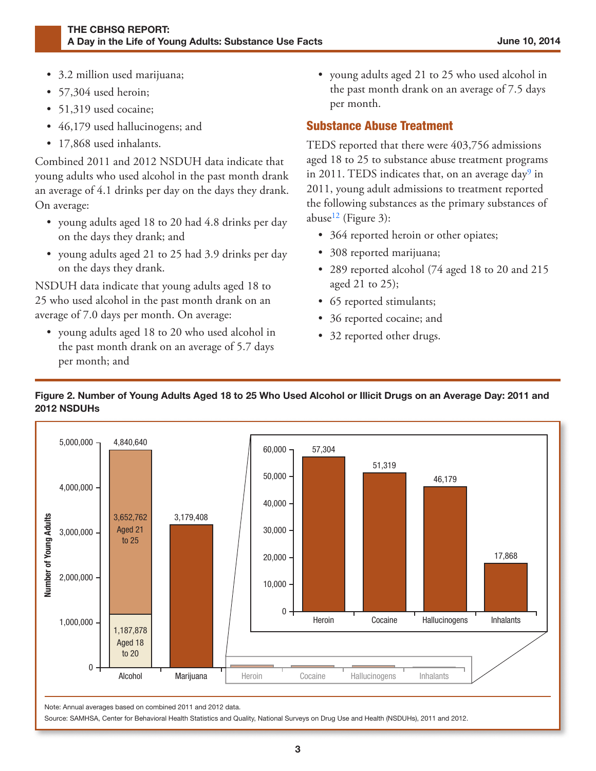- 3.2 million used marijuana;
- 57,304 used heroin;
- 51,319 used cocaine;
- 46,179 used hallucinogens; and
- 17,868 used inhalants.

Combined 2011 and 2012 NSDUH data indicate that young adults who used alcohol in the past month drank an average of 4.1 drinks per day on the days they drank. On average:

- young adults aged 18 to 20 had 4.8 drinks per day on the days they drank; and
- young adults aged 21 to 25 had 3.9 drinks per day on the days they drank.

NSDUH data indicate that young adults aged 18 to 25 who used alcohol in the past month drank on an average of 7.0 days per month. On average:

- young adults aged 18 to 20 who used alcohol in the past month drank on an average of 5.7 days per month; and
- young adults aged 21 to 25 who used alcohol in the past month drank on an average of 7.5 days per month.

## Substance Abuse Treatment

TEDS reported that there were 403,756 admissions aged 18 to 25 to substance abuse treatment programs in 2011. TEDS indicates that, on an average day[9] in 2011, young adult admissions to treatment reported the following substances as the primary substances of abuse[12] (Figure 3):

- 364 reported heroin or other opiates;
- 308 reported marijuana;
- 289 reported alcohol (74 aged 18 to 20 and 215 aged 21 to 25);
- 65 reported stimulants;
- 36 reported cocaine; and
- 32 reported other drugs.

**Figure 2. Number of Young Adults Aged 18 to 25 Who Used Alcohol or Illicit Drugs on an Average Day: 2011 and 2012 NSDUHs**

| Substance | Number of Young Adults |
| --- | --- |
| Alcohol (total) | 4,840,640 |
| Alcohol – Aged 18 to 20 | 1,187,878 |
| Alcohol – Aged 21 to 25 | 3,652,762 |
| Marijuana | 3,179,408 |
| Heroin | 57,304 |
| Cocaine | 51,319 |
| Hallucinogens | 46,179 |
| Inhalants | 17,868 |

Note: Annual averages based on combined 2011 and 2012 data.

Source: SAMHSA, Center for Behavioral Health Statistics and Quality, National Surveys on Drug Use and Health (NSDUHs), 2011 and 2012.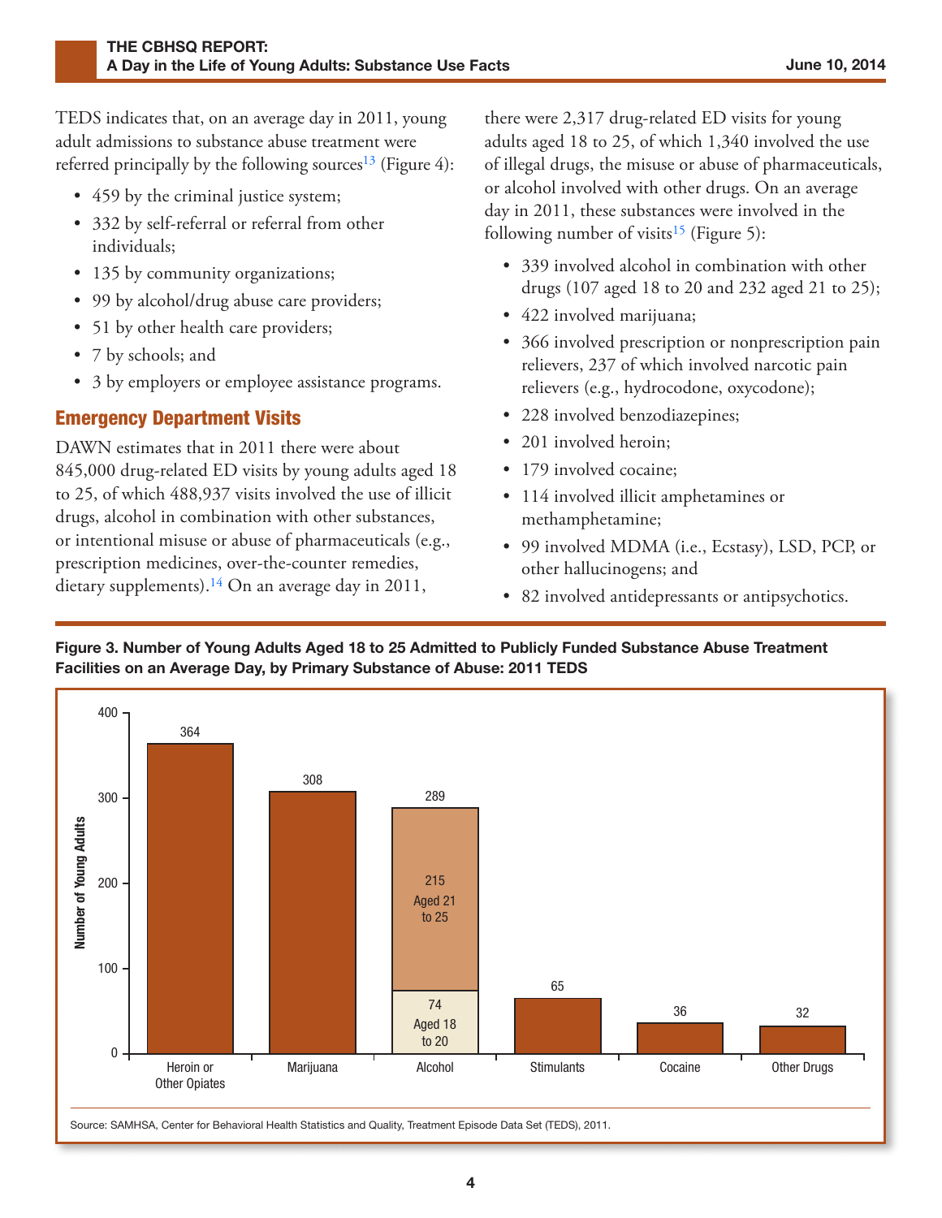TEDS indicates that, on an average day in 2011, young adult admissions to substance abuse treatment were referred principally by the following sources[13] (Figure 4):

- 459 by the criminal justice system;
- 332 by self-referral or referral from other individuals;
- 135 by community organizations;
- 99 by alcohol/drug abuse care providers;
- 51 by other health care providers;
- 7 by schools; and
- 3 by employers or employee assistance programs.

## Emergency Department Visits

DAWN estimates that in 2011 there were about 845,000 drug-related ED visits by young adults aged 18 to 25, of which 488,937 visits involved the use of illicit drugs, alcohol in combination with other substances, or intentional misuse or abuse of pharmaceuticals (e.g., prescription medicines, over-the-counter remedies, dietary supplements).[14] On an average day in 2011, there were 2,317 drug-related ED visits for young adults aged 18 to 25, of which 1,340 involved the use of illegal drugs, the misuse or abuse of pharmaceuticals, or alcohol involved with other drugs. On an average day in 2011, these substances were involved in the following number of visits[15] (Figure 5):

- 339 involved alcohol in combination with other drugs (107 aged 18 to 20 and 232 aged 21 to 25);
- 422 involved marijuana;
- 366 involved prescription or nonprescription pain relievers, 237 of which involved narcotic pain relievers (e.g., hydrocodone, oxycodone);
- 228 involved benzodiazepines;
- 201 involved heroin;
- 179 involved cocaine;
- 114 involved illicit amphetamines or methamphetamine;
- 99 involved MDMA (i.e., Ecstasy), LSD, PCP, or other hallucinogens; and
- 82 involved antidepressants or antipsychotics.

**Figure 3. Number of Young Adults Aged 18 to 25 Admitted to Publicly Funded Substance Abuse Treatment Facilities on an Average Day, by Primary Substance of Abuse: 2011 TEDS**

| Primary Substance | Number of Young Adults |
|---|---|
| Heroin or Other Opiates | 364 |
| Marijuana | 308 |
| Alcohol | 289 (74 Aged 18 to 20; 215 Aged 21 to 25) |
| Stimulants | 65 |
| Cocaine | 36 |
| Other Drugs | 32 |

Source: SAMHSA, Center for Behavioral Health Statistics and Quality, Treatment Episode Data Set (TEDS), 2011.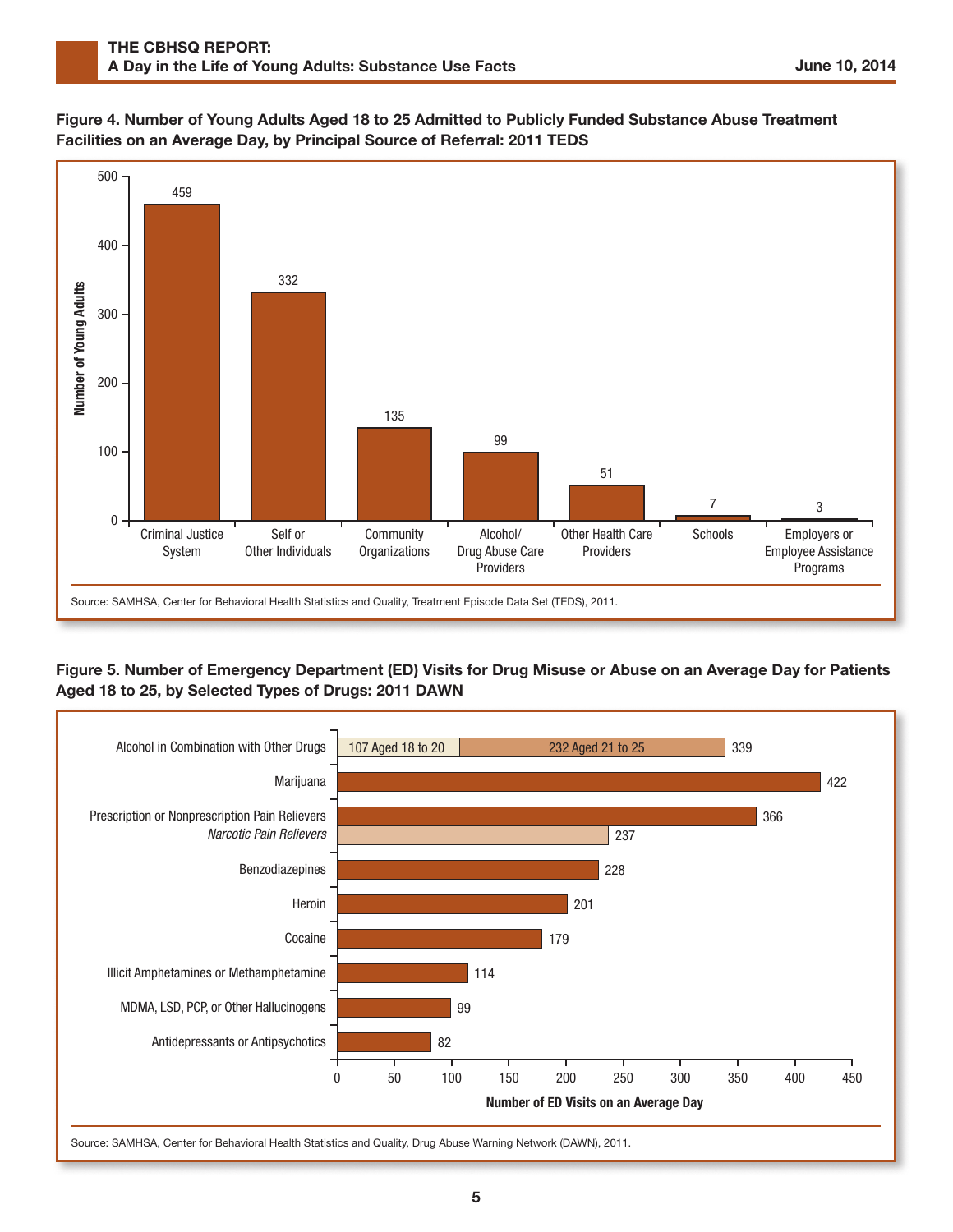**Figure 4. Number of Young Adults Aged 18 to 25 Admitted to Publicly Funded Substance Abuse Treatment Facilities on an Average Day, by Principal Source of Referral: 2011 TEDS**

| Principal Source of Referral | Number of Young Adults |
|---|---|
| Criminal Justice System | 459 |
| Self or Other Individuals | 332 |
| Community Organizations | 135 |
| Alcohol/ Drug Abuse Care Providers | 99 |
| Other Health Care Providers | 51 |
| Schools | 7 |
| Employers or Employee Assistance Programs | 3 |

Source: SAMHSA, Center for Behavioral Health Statistics and Quality, Treatment Episode Data Set (TEDS), 2011.

**Figure 5. Number of Emergency Department (ED) Visits for Drug Misuse or Abuse on an Average Day for Patients Aged 18 to 25, by Selected Types of Drugs: 2011 DAWN**

| Type of Drug | Number of ED Visits on an Average Day |
|---|---|
| Alcohol in Combination with Other Drugs (107 Aged 18 to 20; 232 Aged 21 to 25) | 339 |
| Marijuana | 422 |
| Prescription or Nonprescription Pain Relievers | 366 |
| *Narcotic Pain Relievers* | 237 |
| Benzodiazepines | 228 |
| Heroin | 201 |
| Cocaine | 179 |
| Illicit Amphetamines or Methamphetamine | 114 |
| MDMA, LSD, PCP, or Other Hallucinogens | 99 |
| Antidepressants or Antipsychotics | 82 |

Source: SAMHSA, Center for Behavioral Health Statistics and Quality, Drug Abuse Warning Network (DAWN), 2011.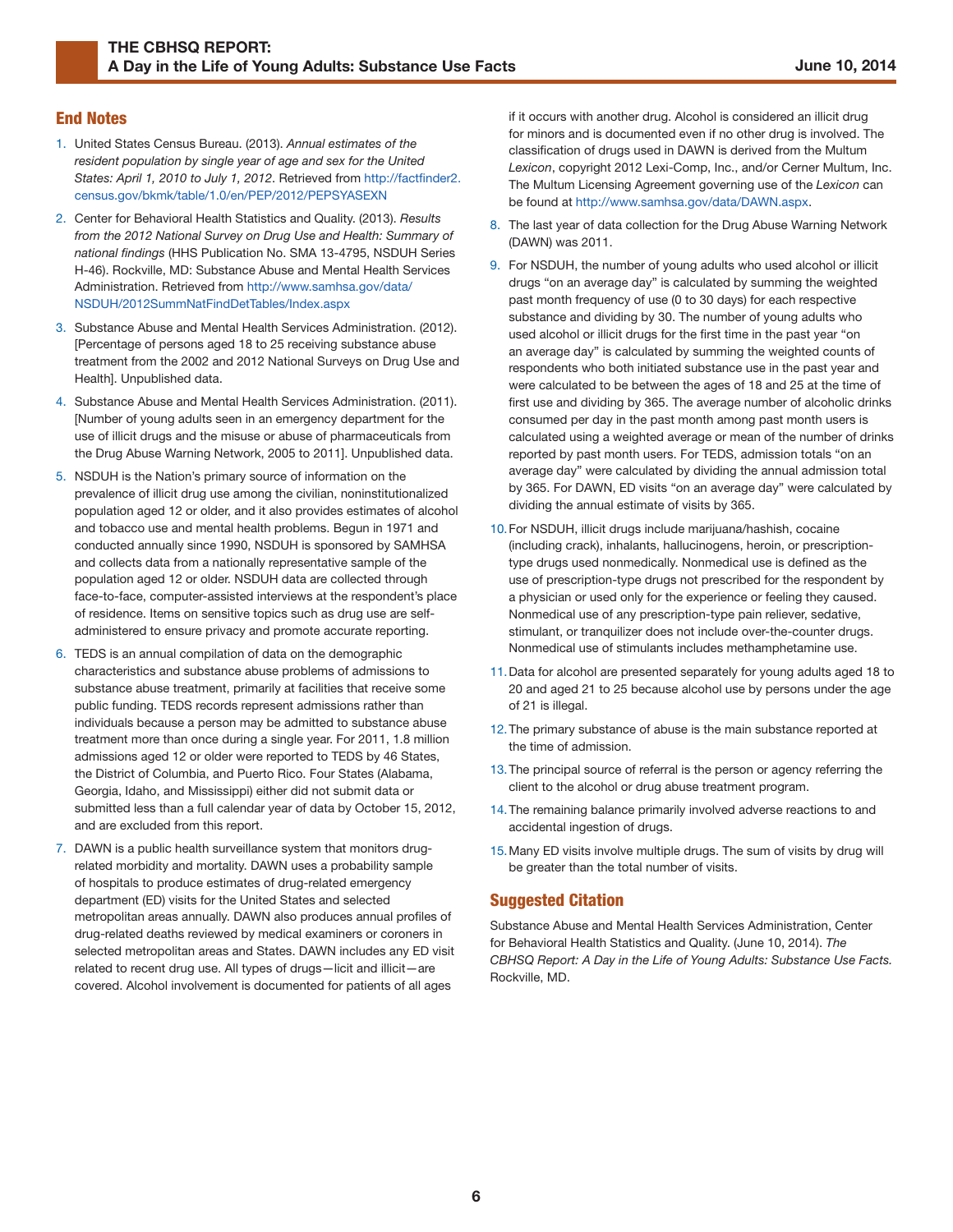## End Notes

1. United States Census Bureau. (2013). *Annual estimates of the resident population by single year of age and sex for the United States: April 1, 2010 to July 1, 2012*. Retrieved from http://factfinder2.census.gov/bkmk/table/1.0/en/PEP/2012/PEPSYASEXN
2. Center for Behavioral Health Statistics and Quality. (2013). *Results from the 2012 National Survey on Drug Use and Health: Summary of national findings* (HHS Publication No. SMA 13-4795, NSDUH Series H-46). Rockville, MD: Substance Abuse and Mental Health Services Administration. Retrieved from http://www.samhsa.gov/data/NSDUH/2012SummNatFindDetTables/Index.aspx
3. Substance Abuse and Mental Health Services Administration. (2012). [Percentage of persons aged 18 to 25 receiving substance abuse treatment from the 2002 and 2012 National Surveys on Drug Use and Health]. Unpublished data.
4. Substance Abuse and Mental Health Services Administration. (2011). [Number of young adults seen in an emergency department for the use of illicit drugs and the misuse or abuse of pharmaceuticals from the Drug Abuse Warning Network, 2005 to 2011]. Unpublished data.
5. NSDUH is the Nation's primary source of information on the prevalence of illicit drug use among the civilian, noninstitutionalized population aged 12 or older, and it also provides estimates of alcohol and tobacco use and mental health problems. Begun in 1971 and conducted annually since 1990, NSDUH is sponsored by SAMHSA and collects data from a nationally representative sample of the population aged 12 or older. NSDUH data are collected through face-to-face, computer-assisted interviews at the respondent's place of residence. Items on sensitive topics such as drug use are self-administered to ensure privacy and promote accurate reporting.
6. TEDS is an annual compilation of data on the demographic characteristics and substance abuse problems of admissions to substance abuse treatment, primarily at facilities that receive some public funding. TEDS records represent admissions rather than individuals because a person may be admitted to substance abuse treatment more than once during a single year. For 2011, 1.8 million admissions aged 12 or older were reported to TEDS by 46 States, the District of Columbia, and Puerto Rico. Four States (Alabama, Georgia, Idaho, and Mississippi) either did not submit data or submitted less than a full calendar year of data by October 15, 2012, and are excluded from this report.
7. DAWN is a public health surveillance system that monitors drug-related morbidity and mortality. DAWN uses a probability sample of hospitals to produce estimates of drug-related emergency department (ED) visits for the United States and selected metropolitan areas annually. DAWN also produces annual profiles of drug-related deaths reviewed by medical examiners or coroners in selected metropolitan areas and States. DAWN includes any ED visit related to recent drug use. All types of drugs—licit and illicit—are covered. Alcohol involvement is documented for patients of all ages if it occurs with another drug. Alcohol is considered an illicit drug for minors and is documented even if no other drug is involved. The classification of drugs used in DAWN is derived from the Multum *Lexicon*, copyright 2012 Lexi-Comp, Inc., and/or Cerner Multum, Inc. The Multum Licensing Agreement governing use of the *Lexicon* can be found at http://www.samhsa.gov/data/DAWN.aspx.
8. The last year of data collection for the Drug Abuse Warning Network (DAWN) was 2011.
9. For NSDUH, the number of young adults who used alcohol or illicit drugs "on an average day" is calculated by summing the weighted past month frequency of use (0 to 30 days) for each respective substance and dividing by 30. The number of young adults who used alcohol or illicit drugs for the first time in the past year "on an average day" is calculated by summing the weighted counts of respondents who both initiated substance use in the past year and were calculated to be between the ages of 18 and 25 at the time of first use and dividing by 365. The average number of alcoholic drinks consumed per day in the past month among past month users is calculated using a weighted average or mean of the number of drinks reported by past month users. For TEDS, admission totals "on an average day" were calculated by dividing the annual admission total by 365. For DAWN, ED visits "on an average day" were calculated by dividing the annual estimate of visits by 365.
10. For NSDUH, illicit drugs include marijuana/hashish, cocaine (including crack), inhalants, hallucinogens, heroin, or prescription-type drugs used nonmedically. Nonmedical use is defined as the use of prescription-type drugs not prescribed for the respondent by a physician or used only for the experience or feeling they caused. Nonmedical use of any prescription-type pain reliever, sedative, stimulant, or tranquilizer does not include over-the-counter drugs. Nonmedical use of stimulants includes methamphetamine use.
11. Data for alcohol are presented separately for young adults aged 18 to 20 and aged 21 to 25 because alcohol use by persons under the age of 21 is illegal.
12. The primary substance of abuse is the main substance reported at the time of admission.
13. The principal source of referral is the person or agency referring the client to the alcohol or drug abuse treatment program.
14. The remaining balance primarily involved adverse reactions to and accidental ingestion of drugs.
15. Many ED visits involve multiple drugs. The sum of visits by drug will be greater than the total number of visits.

## Suggested Citation

Substance Abuse and Mental Health Services Administration, Center for Behavioral Health Statistics and Quality. (June 10, 2014). *The CBHSQ Report: A Day in the Life of Young Adults: Substance Use Facts.* Rockville, MD.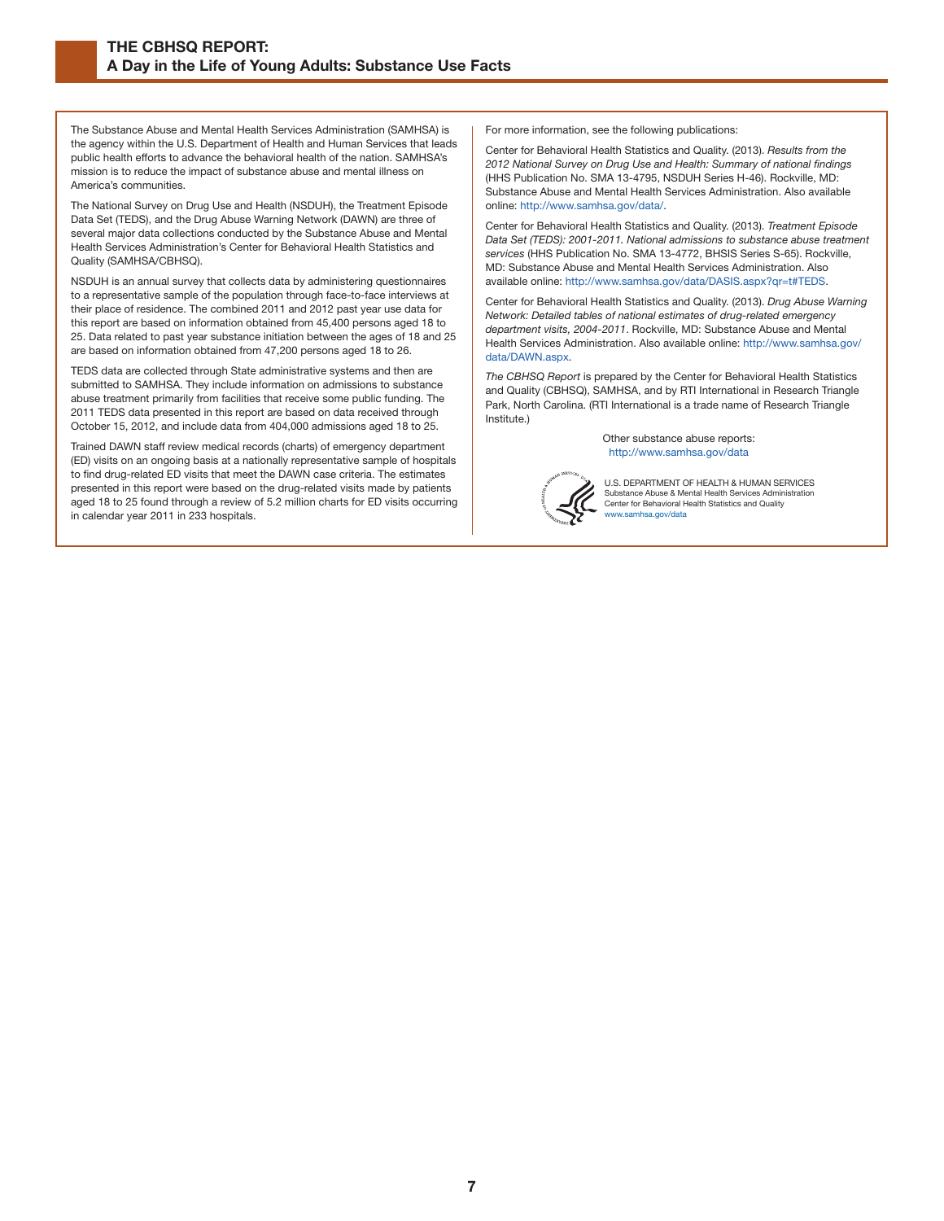The Substance Abuse and Mental Health Services Administration (SAMHSA) is the agency within the U.S. Department of Health and Human Services that leads public health efforts to advance the behavioral health of the nation. SAMHSA's mission is to reduce the impact of substance abuse and mental illness on America's communities.

The National Survey on Drug Use and Health (NSDUH), the Treatment Episode Data Set (TEDS), and the Drug Abuse Warning Network (DAWN) are three of several major data collections conducted by the Substance Abuse and Mental Health Services Administration's Center for Behavioral Health Statistics and Quality (SAMHSA/CBHSQ).

NSDUH is an annual survey that collects data by administering questionnaires to a representative sample of the population through face-to-face interviews at their place of residence. The combined 2011 and 2012 past year use data for this report are based on information obtained from 45,400 persons aged 18 to 25. Data related to past year substance initiation between the ages of 18 and 25 are based on information obtained from 47,200 persons aged 18 to 26.

TEDS data are collected through State administrative systems and then are submitted to SAMHSA. They include information on admissions to substance abuse treatment primarily from facilities that receive some public funding. The 2011 TEDS data presented in this report are based on data received through October 15, 2012, and include data from 404,000 admissions aged 18 to 25.

Trained DAWN staff review medical records (charts) of emergency department (ED) visits on an ongoing basis at a nationally representative sample of hospitals to find drug-related ED visits that meet the DAWN case criteria. The estimates presented in this report were based on the drug-related visits made by patients aged 18 to 25 found through a review of 5.2 million charts for ED visits occurring in calendar year 2011 in 233 hospitals.

For more information, see the following publications:

Center for Behavioral Health Statistics and Quality. (2013). *Results from the 2012 National Survey on Drug Use and Health: Summary of national findings* (HHS Publication No. SMA 13-4795, NSDUH Series H-46). Rockville, MD: Substance Abuse and Mental Health Services Administration. Also available online: http://www.samhsa.gov/data/.

Center for Behavioral Health Statistics and Quality. (2013). *Treatment Episode Data Set (TEDS): 2001-2011. National admissions to substance abuse treatment services* (HHS Publication No. SMA 13-4772, BHSIS Series S-65). Rockville, MD: Substance Abuse and Mental Health Services Administration. Also available online: http://www.samhsa.gov/data/DASIS.aspx?qr=t#TEDS.

Center for Behavioral Health Statistics and Quality. (2013). *Drug Abuse Warning Network: Detailed tables of national estimates of drug-related emergency department visits, 2004-2011*. Rockville, MD: Substance Abuse and Mental Health Services Administration. Also available online: http://www.samhsa.gov/data/DAWN.aspx.

*The CBHSQ Report* is prepared by the Center for Behavioral Health Statistics and Quality (CBHSQ), SAMHSA, and by RTI International in Research Triangle Park, North Carolina. (RTI International is a trade name of Research Triangle Institute.)

Other substance abuse reports:
http://www.samhsa.gov/data

U.S. DEPARTMENT OF HEALTH & HUMAN SERVICES
Substance Abuse & Mental Health Services Administration
Center for Behavioral Health Statistics and Quality
www.samhsa.gov/data